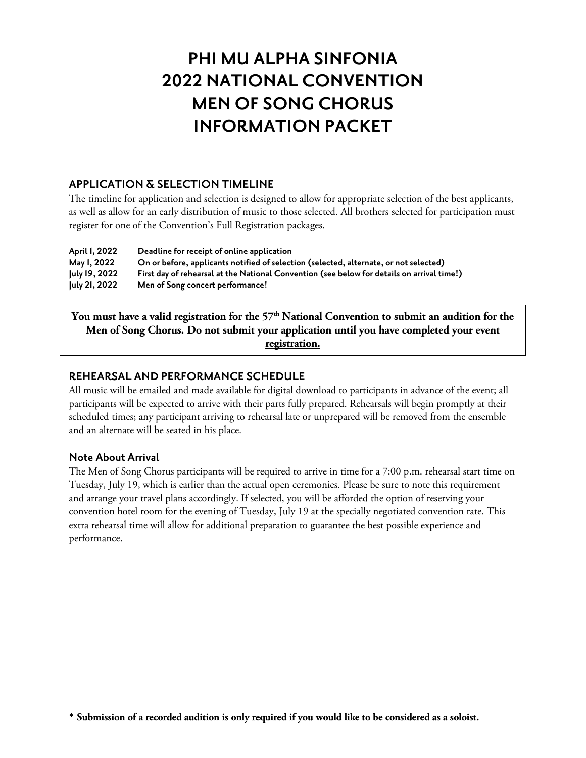# PHI MU ALPHA SINFONIA 2022 NATIONAL CONVENTION MEN OF SONG CHORUS INFORMATION PACKET

## APPLICATION & SELECTION TIMELINE

The timeline for application and selection is designed to allow for appropriate selection of the best applicants, as well as allow for an early distribution of music to those selected. All brothers selected for participation must register for one of the Convention's Full Registration packages.

| | |
|---|---|
| **April 1, 2022** | **Deadline for receipt of online application** |
| **May 1, 2022** | **On or before, applicants notified of selection (selected, alternate, or not selected)** |
| **July 19, 2022** | **First day of rehearsal at the National Convention (see below for details on arrival time!)** |
| **July 21, 2022** | **Men of Song concert performance!** |

**You must have a valid registration for the 57th National Convention to submit an audition for the Men of Song Chorus. Do not submit your application until you have completed your event registration.**

## REHEARSAL AND PERFORMANCE SCHEDULE

All music will be emailed and made available for digital download to participants in advance of the event; all participants will be expected to arrive with their parts fully prepared. Rehearsals will begin promptly at their scheduled times; any participant arriving to rehearsal late or unprepared will be removed from the ensemble and an alternate will be seated in his place.

### Note About Arrival

The Men of Song Chorus participants will be required to arrive in time for a 7:00 p.m. rehearsal start time on Tuesday, July 19, which is earlier than the actual open ceremonies. Please be sure to note this requirement and arrange your travel plans accordingly. If selected, you will be afforded the option of reserving your convention hotel room for the evening of Tuesday, July 19 at the specially negotiated convention rate. This extra rehearsal time will allow for additional preparation to guarantee the best possible experience and performance.

**\* Submission of a recorded audition is only required if you would like to be considered as a soloist.**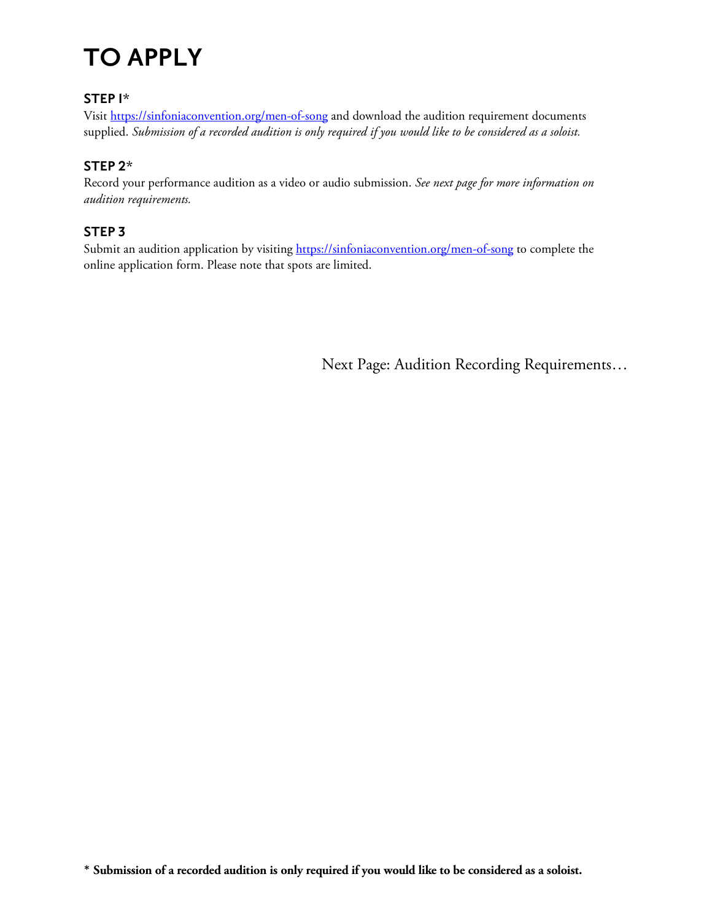# TO APPLY

### STEP 1*

Visit [https://sinfoniaconvention.org/men-of-song](https://sinfoniaconvention.org/men-of-song) and download the audition requirement documents supplied. *Submission of a recorded audition is only required if you would like to be considered as a soloist.*

### STEP 2*

Record your performance audition as a video or audio submission. *See next page for more information on audition requirements.*

### STEP 3

Submit an audition application by visiting [https://sinfoniaconvention.org/men-of-song](https://sinfoniaconvention.org/men-of-song) to complete the online application form. Please note that spots are limited.

Next Page: Audition Recording Requirements…

**\* Submission of a recorded audition is only required if you would like to be considered as a soloist.**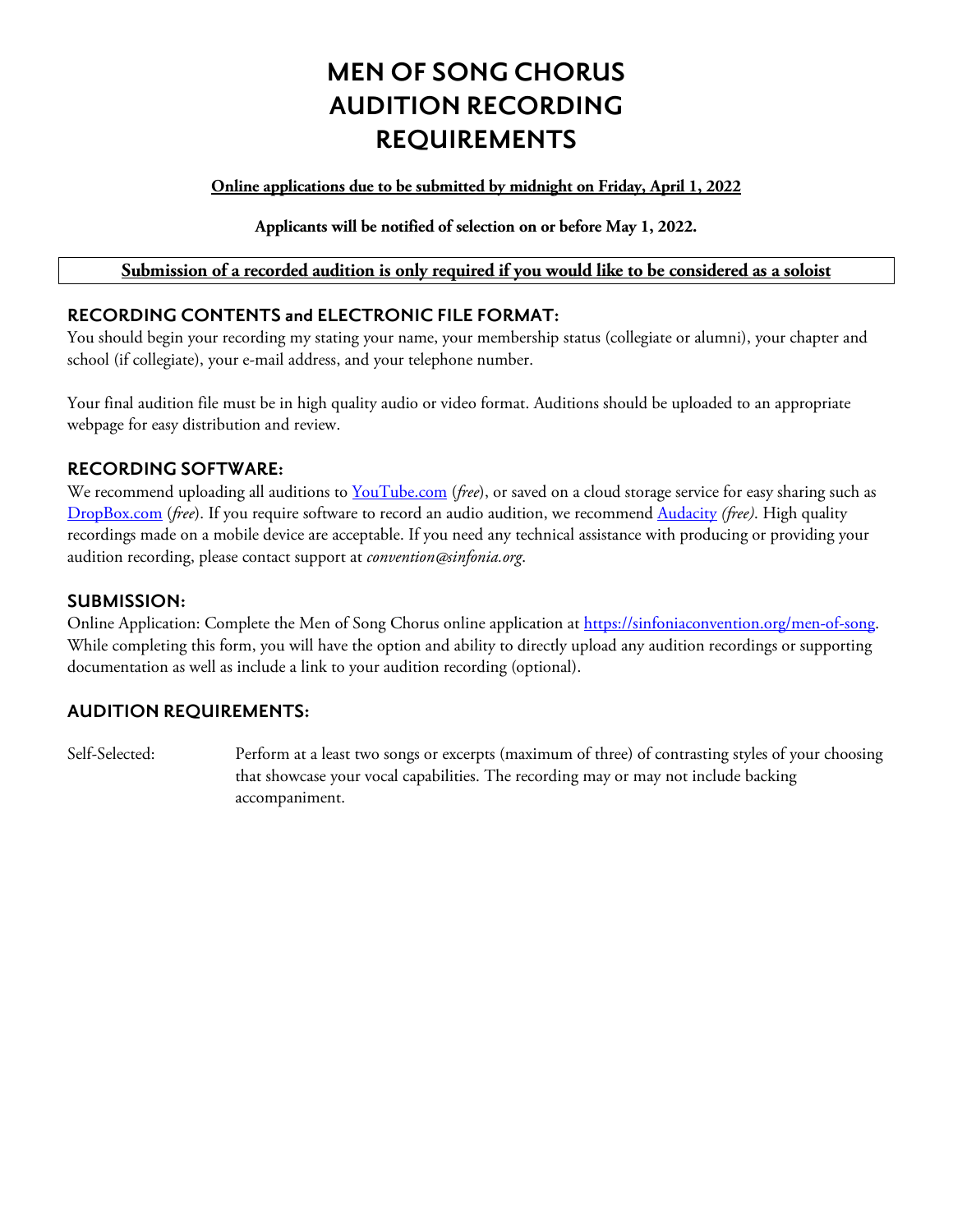# MEN OF SONG CHORUS AUDITION RECORDING REQUIREMENTS

**Online applications due to be submitted by midnight on Friday, April 1, 2022**

**Applicants will be notified of selection on or before May 1, 2022.**

**Submission of a recorded audition is only required if you would like to be considered as a soloist**

## RECORDING CONTENTS and ELECTRONIC FILE FORMAT:

You should begin your recording my stating your name, your membership status (collegiate or alumni), your chapter and school (if collegiate), your e-mail address, and your telephone number.

Your final audition file must be in high quality audio or video format. Auditions should be uploaded to an appropriate webpage for easy distribution and review.

## RECORDING SOFTWARE:

We recommend uploading all auditions to YouTube.com (*free*), or saved on a cloud storage service for easy sharing such as DropBox.com (*free*). If you require software to record an audio audition, we recommend Audacity *(free)*. High quality recordings made on a mobile device are acceptable. If you need any technical assistance with producing or providing your audition recording, please contact support at *convention@sinfonia.org*.

## SUBMISSION:

Online Application: Complete the Men of Song Chorus online application at https://sinfoniaconvention.org/men-of-song. While completing this form, you will have the option and ability to directly upload any audition recordings or supporting documentation as well as include a link to your audition recording (optional).

## AUDITION REQUIREMENTS:

Self-Selected: Perform at a least two songs or excerpts (maximum of three) of contrasting styles of your choosing that showcase your vocal capabilities. The recording may or may not include backing accompaniment.